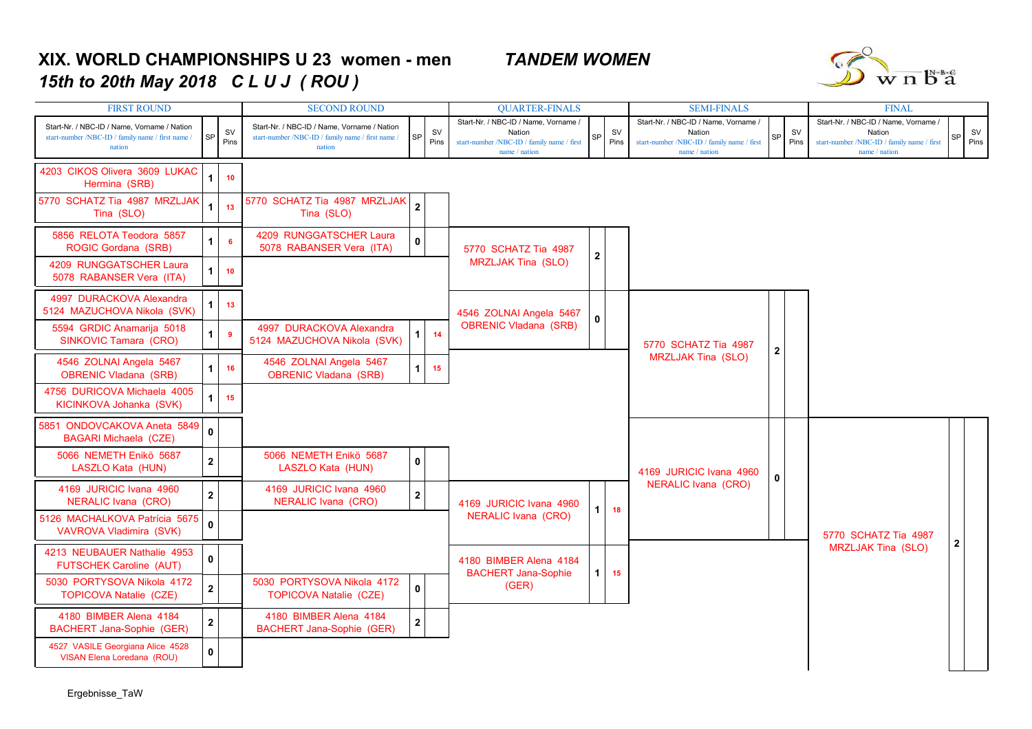# XIX. WORLD CHAMPIONSHIPS U 23 women - men *TANDEM WOMEN*

## *15th to 20th May 2018 C L U J ( ROU )*

w n b a

### FIRST ROUND

| Start-Nr. / NBC-ID / Name, Vorname / Nation start-number /NBC-ID / family name / first name / nation | SP | SV Pins |
|---|---|---|
| 4203 CIKOS Olivera 3609 LUKAC Hermina (SRB) | 1 | 10 |
| 5770 SCHATZ Tia 4987 MRZLJAK Tina (SLO) | 1 | 13 |
| 5856 RELOTA Teodora 5857 ROGIC Gordana (SRB) | 1 | 6 |
| 4209 RUNGGATSCHER Laura 5078 RABANSER Vera (ITA) | 1 | 10 |
| 4997 DURACKOVA Alexandra 5124 MAZUCHOVA Nikola (SVK) | 1 | 13 |
| 5594 GRDIC Anamarija 5018 SINKOVIC Tamara (CRO) | 1 | 9 |
| 4546 ZOLNAI Angela 5467 OBRENIC Vladana (SRB) | 1 | 16 |
| 4756 DURICOVA Michaela 4005 KICINKOVA Johanka (SVK) | 1 | 15 |
| 5851 ONDOVCAKOVA Aneta 5849 BAGARI Michaela (CZE) | 0 | |
| 5066 NEMETH Enikö 5687 LASZLO Kata (HUN) | 2 | |
| 4169 JURICIC Ivana 4960 NERALIC Ivana (CRO) | 2 | |
| 5126 MACHALKOVA Patrícia 5675 VAVROVA Vladimira (SVK) | 0 | |
| 4213 NEUBAUER Nathalie 4953 FUTSCHEK Caroline (AUT) | 0 | |
| 5030 PORTYSOVA Nikola 4172 TOPICOVA Natalie (CZE) | 2 | |
| 4180 BIMBER Alena 4184 BACHERT Jana-Sophie (GER) | 2 | |
| 4527 VASILE Georgiana Alice 4528 VISAN Elena Loredana (ROU) | 0 | |

### SECOND ROUND

| Start-Nr. / NBC-ID / Name, Vorname / Nation start-number /NBC-ID / family name / first name / nation | SP | SV Pins |
|---|---|---|
| 5770 SCHATZ Tia 4987 MRZLJAK Tina (SLO) | 2 | |
| 4209 RUNGGATSCHER Laura 5078 RABANSER Vera (ITA) | 0 | |
| 4997 DURACKOVA Alexandra 5124 MAZUCHOVA Nikola (SVK) | 1 | 14 |
| 4546 ZOLNAI Angela 5467 OBRENIC Vladana (SRB) | 1 | 15 |
| 5066 NEMETH Enikö 5687 LASZLO Kata (HUN) | 0 | |
| 4169 JURICIC Ivana 4960 NERALIC Ivana (CRO) | 2 | |
| 5030 PORTYSOVA Nikola 4172 TOPICOVA Natalie (CZE) | 0 | |
| 4180 BIMBER Alena 4184 BACHERT Jana-Sophie (GER) | 2 | |

### QUARTER-FINALS

| Start-Nr. / NBC-ID / Name, Vorname / Nation start-number /NBC-ID / family name / first name / nation | SP | SV Pins |
|---|---|---|
| 5770 SCHATZ Tia 4987 MRZLJAK Tina (SLO) | 2 | |
| 4546 ZOLNAI Angela 5467 OBRENIC Vladana (SRB) | 0 | |
| 4169 JURICIC Ivana 4960 NERALIC Ivana (CRO) | 1 | 18 |
| 4180 BIMBER Alena 4184 BACHERT Jana-Sophie (GER) | 1 | 15 |

### SEMI-FINALS

| Start-Nr. / NBC-ID / Name, Vorname / Nation start-number /NBC-ID / family name / first name / nation | SP | SV Pins |
|---|---|---|
| 5770 SCHATZ Tia 4987 MRZLJAK Tina (SLO) | 2 | |
| 4169 JURICIC Ivana 4960 NERALIC Ivana (CRO) | 0 | |

### FINAL

| Start-Nr. / NBC-ID / Name, Vorname / Nation start-number /NBC-ID / family name / first name / nation | SP | SV Pins |
|---|---|---|
| 5770 SCHATZ Tia 4987 MRZLJAK Tina (SLO) | 2 | |

Ergebnisse_TaW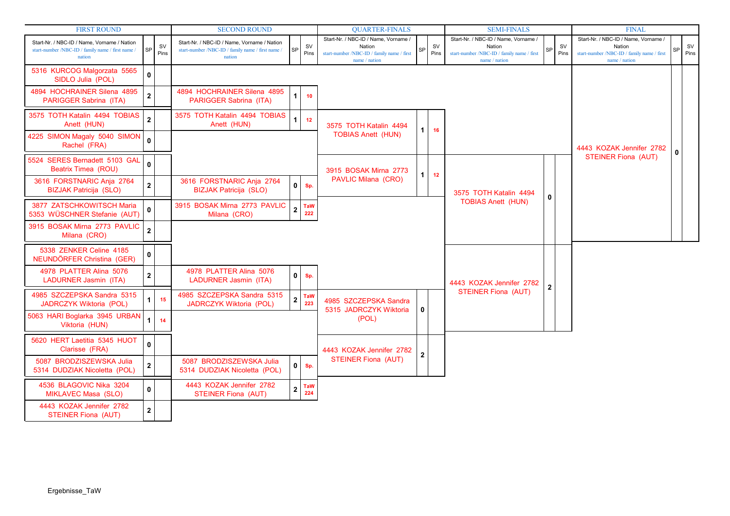| FIRST ROUND | | | SECOND ROUND | | | QUARTER-FINALS | | | SEMI-FINALS | | | FINAL | | |
|---|---|---|---|---|---|---|---|---|---|---|---|---|---|---|
| Start-Nr. / NBC-ID / Name, Vorname / Nation start-number /NBC-ID / family name / first name / nation | SP | SV Pins | Start-Nr. / NBC-ID / Name, Vorname / Nation start-number /NBC-ID / family name / first name / nation | SP | SV Pins | Start-Nr. / NBC-ID / Name, Vorname / Nation start-number /NBC-ID / family name / first name / nation | SP | SV Pins | Start-Nr. / NBC-ID / Name, Vorname / Nation start-number /NBC-ID / family name / first name / nation | SP | SV Pins | Start-Nr. / NBC-ID / Name, Vorname / Nation start-number /NBC-ID / family name / first name / nation | SP | SV Pins |
| 5316 KURCOG Malgorzata 5565 SIDLO Julia (POL) | 0 | | | | | | | | | | | | | |
| 4894 HOCHRAINER Silena 4895 PARIGGER Sabrina (ITA) | 2 | | 4894 HOCHRAINER Silena 4895 PARIGGER Sabrina (ITA) | 1 | 10 | | | | | | | | | |
| 3575 TOTH Katalin 4494 TOBIAS Anett (HUN) | 2 | | 3575 TOTH Katalin 4494 TOBIAS Anett (HUN) | 1 | 12 | 3575 TOTH Katalin 4494 TOBIAS Anett (HUN) | 1 | 16 | | | | | | |
| 4225 SIMON Magaly 5040 SIMON Rachel (FRA) | 0 | | | | | | | | | | | 4443 KOZAK Jennifer 2782 STEINER Fiona (AUT) | 0 | |
| 5524 SERES Bernadett 5103 GAL Beatrix Timea (ROU) | 0 | | | | | 3915 BOSAK Mirna 2773 PAVLIC Milana (CRO) | 1 | 12 | | | | | | |
| 3616 FORSTNARIC Anja 2764 BIZJAK Patricija (SLO) | 2 | | 3616 FORSTNARIC Anja 2764 BIZJAK Patricija (SLO) | 0 | Sp. | | | | 3575 TOTH Katalin 4494 TOBIAS Anett (HUN) | 0 | | | | |
| 3877 ZATSCHKOWITSCH Maria 5353 WÜSCHNER Stefanie (AUT) | 0 | | 3915 BOSAK Mirna 2773 PAVLIC Milana (CRO) | 2 | TaW 222 | | | | | | | | | |
| 3915 BOSAK Mirna 2773 PAVLIC Milana (CRO) | 2 | | | | | | | | | | | | | |
| 5338 ZENKER Celine 4185 NEUNDÖRFER Christina (GER) | 0 | | | | | | | | | | | | | |
| 4978 PLATTER Alina 5076 LADURNER Jasmin (ITA) | 2 | | 4978 PLATTER Alina 5076 LADURNER Jasmin (ITA) | 0 | Sp. | | | | 4443 KOZAK Jennifer 2782 STEINER Fiona (AUT) | 2 | | | | |
| 4985 SZCZEPSKA Sandra 5315 JADRCZYK Wiktoria (POL) | 1 | 15 | 4985 SZCZEPSKA Sandra 5315 JADRCZYK Wiktoria (POL) | 2 | TaW 223 | 4985 SZCZEPSKA Sandra 5315 JADRCZYK Wiktoria (POL) | 0 | | | | | | | |
| 5063 HARI Boglarka 3945 URBAN Viktoria (HUN) | 1 | 14 | | | | | | | | | | | | |
| 5620 HERT Laetitia 5345 HUOT Clarisse (FRA) | 0 | | | | | 4443 KOZAK Jennifer 2782 STEINER Fiona (AUT) | 2 | | | | | | | |
| 5087 BRODZISZEWSKA Julia 5314 DUDZIAK Nicoletta (POL) | 2 | | 5087 BRODZISZEWSKA Julia 5314 DUDZIAK Nicoletta (POL) | 0 | Sp. | | | | | | | | | |
| 4536 BLAGOVIC Nika 3204 MIKLAVEC Masa (SLO) | 0 | | 4443 KOZAK Jennifer 2782 STEINER Fiona (AUT) | 2 | TaW 224 | | | | | | | | | |
| 4443 KOZAK Jennifer 2782 STEINER Fiona (AUT) | 2 | | | | | | | | | | | | | |

Ergebnisse_TaW